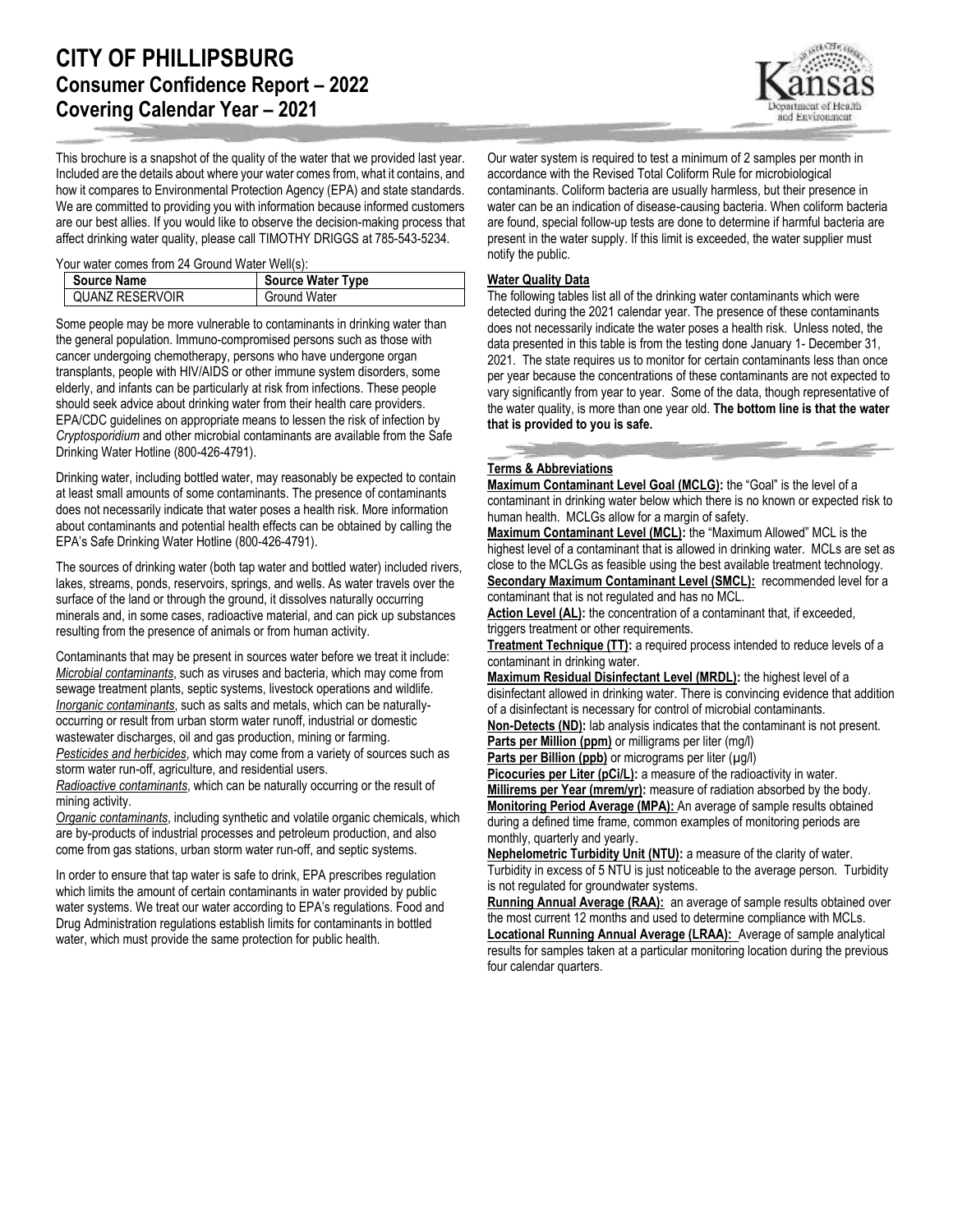# CITY OF PHILLIPSBURG

## Consumer Confidence Report – 2022

## Covering Calendar Year – 2021

This brochure is a snapshot of the quality of the water that we provided last year. Included are the details about where your water comes from, what it contains, and how it compares to Environmental Protection Agency (EPA) and state standards. We are committed to providing you with information because informed customers are our best allies. If you would like to observe the decision-making process that affect drinking water quality, please call TIMOTHY DRIGGS at 785-543-5234.

Your water comes from 24 Ground Water Well(s):

| Source Name | Source Water Type |
|---|---|
| QUANZ RESERVOIR | Ground Water |

Some people may be more vulnerable to contaminants in drinking water than the general population. Immuno-compromised persons such as those with cancer undergoing chemotherapy, persons who have undergone organ transplants, people with HIV/AIDS or other immune system disorders, some elderly, and infants can be particularly at risk from infections. These people should seek advice about drinking water from their health care providers. EPA/CDC guidelines on appropriate means to lessen the risk of infection by *Cryptosporidium* and other microbial contaminants are available from the Safe Drinking Water Hotline (800-426-4791).

Drinking water, including bottled water, may reasonably be expected to contain at least small amounts of some contaminants. The presence of contaminants does not necessarily indicate that water poses a health risk. More information about contaminants and potential health effects can be obtained by calling the EPA's Safe Drinking Water Hotline (800-426-4791).

The sources of drinking water (both tap water and bottled water) included rivers, lakes, streams, ponds, reservoirs, springs, and wells. As water travels over the surface of the land or through the ground, it dissolves naturally occurring minerals and, in some cases, radioactive material, and can pick up substances resulting from the presence of animals or from human activity.

Contaminants that may be present in sources water before we treat it include:
*Microbial contaminants*, such as viruses and bacteria, which may come from sewage treatment plants, septic systems, livestock operations and wildlife.
*Inorganic contaminants*, such as salts and metals, which can be naturally-occurring or result from urban storm water runoff, industrial or domestic wastewater discharges, oil and gas production, mining or farming.
*Pesticides and herbicides*, which may come from a variety of sources such as storm water run-off, agriculture, and residential users.
*Radioactive contaminants*, which can be naturally occurring or the result of mining activity.
*Organic contaminants*, including synthetic and volatile organic chemicals, which are by-products of industrial processes and petroleum production, and also come from gas stations, urban storm water run-off, and septic systems.

In order to ensure that tap water is safe to drink, EPA prescribes regulation which limits the amount of certain contaminants in water provided by public water systems. We treat our water according to EPA's regulations. Food and Drug Administration regulations establish limits for contaminants in bottled water, which must provide the same protection for public health.

Our water system is required to test a minimum of 2 samples per month in accordance with the Revised Total Coliform Rule for microbiological contaminants. Coliform bacteria are usually harmless, but their presence in water can be an indication of disease-causing bacteria. When coliform bacteria are found, special follow-up tests are done to determine if harmful bacteria are present in the water supply. If this limit is exceeded, the water supplier must notify the public.

### Water Quality Data

The following tables list all of the drinking water contaminants which were detected during the 2021 calendar year. The presence of these contaminants does not necessarily indicate the water poses a health risk. Unless noted, the data presented in this table is from the testing done January 1- December 31, 2021. The state requires us to monitor for certain contaminants less than once per year because the concentrations of these contaminants are not expected to vary significantly from year to year. Some of the data, though representative of the water quality, is more than one year old. **The bottom line is that the water that is provided to you is safe.**

### Terms & Abbreviations

**Maximum Contaminant Level Goal (MCLG):** the "Goal" is the level of a contaminant in drinking water below which there is no known or expected risk to human health. MCLGs allow for a margin of safety.
**Maximum Contaminant Level (MCL):** the "Maximum Allowed" MCL is the highest level of a contaminant that is allowed in drinking water. MCLs are set as close to the MCLGs as feasible using the best available treatment technology.
**Secondary Maximum Contaminant Level (SMCL):** recommended level for a contaminant that is not regulated and has no MCL.
**Action Level (AL):** the concentration of a contaminant that, if exceeded, triggers treatment or other requirements.
**Treatment Technique (TT):** a required process intended to reduce levels of a contaminant in drinking water.
**Maximum Residual Disinfectant Level (MRDL):** the highest level of a disinfectant allowed in drinking water. There is convincing evidence that addition of a disinfectant is necessary for control of microbial contaminants.
**Non-Detects (ND):** lab analysis indicates that the contaminant is not present.
**Parts per Million (ppm)** or milligrams per liter (mg/l)
**Parts per Billion (ppb)** or micrograms per liter (µg/l)
**Picocuries per Liter (pCi/L):** a measure of the radioactivity in water.
**Millirems per Year (mrem/yr):** measure of radiation absorbed by the body.
**Monitoring Period Average (MPA):** An average of sample results obtained during a defined time frame, common examples of monitoring periods are monthly, quarterly and yearly.
**Nephelometric Turbidity Unit (NTU):** a measure of the clarity of water. Turbidity in excess of 5 NTU is just noticeable to the average person. Turbidity is not regulated for groundwater systems.
**Running Annual Average (RAA):** an average of sample results obtained over the most current 12 months and used to determine compliance with MCLs.
**Locational Running Annual Average (LRAA):** Average of sample analytical results for samples taken at a particular monitoring location during the previous four calendar quarters.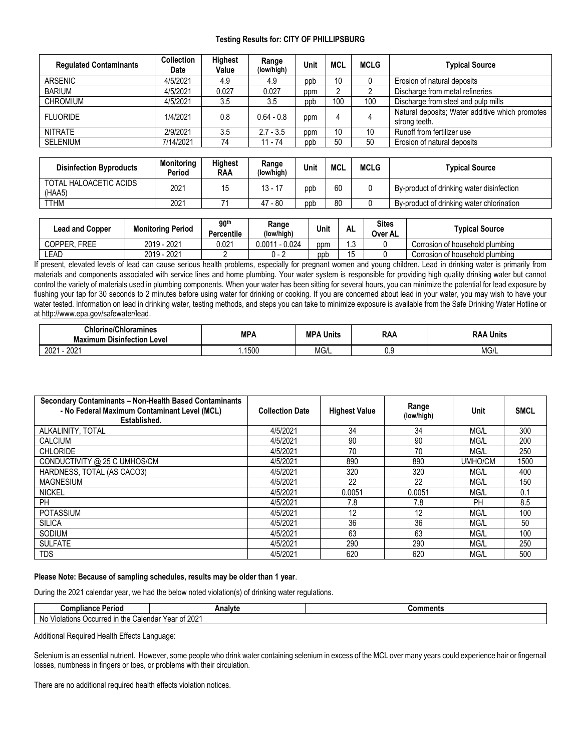**Testing Results for: CITY OF PHILLIPSBURG**

| Regulated Contaminants | Collection Date | Highest Value | Range (low/high) | Unit | MCL | MCLG | Typical Source |
|---|---|---|---|---|---|---|---|
| ARSENIC | 4/5/2021 | 4.9 | 4.9 | ppb | 10 | 0 | Erosion of natural deposits |
| BARIUM | 4/5/2021 | 0.027 | 0.027 | ppm | 2 | 2 | Discharge from metal refineries |
| CHROMIUM | 4/5/2021 | 3.5 | 3.5 | ppb | 100 | 100 | Discharge from steel and pulp mills |
| FLUORIDE | 1/4/2021 | 0.8 | 0.64 - 0.8 | ppm | 4 | 4 | Natural deposits; Water additive which promotes strong teeth. |
| NITRATE | 2/9/2021 | 3.5 | 2.7 - 3.5 | ppm | 10 | 10 | Runoff from fertilizer use |
| SELENIUM | 7/14/2021 | 74 | 11 - 74 | ppb | 50 | 50 | Erosion of natural deposits |

| Disinfection Byproducts | Monitoring Period | Highest RAA | Range (low/high) | Unit | MCL | MCLG | Typical Source |
|---|---|---|---|---|---|---|---|
| TOTAL HALOACETIC ACIDS (HAA5) | 2021 | 15 | 13 - 17 | ppb | 60 | 0 | By-product of drinking water disinfection |
| TTHM | 2021 | 71 | 47 - 80 | ppb | 80 | 0 | By-product of drinking water chlorination |

| Lead and Copper | Monitoring Period | 90th Percentile | Range (low/high) | Unit | AL | Sites Over AL | Typical Source |
|---|---|---|---|---|---|---|---|
| COPPER, FREE | 2019 - 2021 | 0.021 | 0.0011 - 0.024 | ppm | 1.3 | 0 | Corrosion of household plumbing |
| LEAD | 2019 - 2021 | 2 | 0 - 2 | ppb | 15 | 0 | Corrosion of household plumbing |

If present, elevated levels of lead can cause serious health problems, especially for pregnant women and young children. Lead in drinking water is primarily from materials and components associated with service lines and home plumbing. Your water system is responsible for providing high quality drinking water but cannot control the variety of materials used in plumbing components. When your water has been sitting for several hours, you can minimize the potential for lead exposure by flushing your tap for 30 seconds to 2 minutes before using water for drinking or cooking. If you are concerned about lead in your water, you may wish to have your water tested. Information on lead in drinking water, testing methods, and steps you can take to minimize exposure is available from the Safe Drinking Water Hotline or at http://www.epa.gov/safewater/lead.

| Chlorine/Chloramines Maximum Disinfection Level | MPA | MPA Units | RAA | RAA Units |
|---|---|---|---|---|
| 2021 - 2021 | 1.1500 | MG/L | 0.9 | MG/L |

| Secondary Contaminants – Non-Health Based Contaminants - No Federal Maximum Contaminant Level (MCL) Established. | Collection Date | Highest Value | Range (low/high) | Unit | SMCL |
|---|---|---|---|---|---|
| ALKALINITY, TOTAL | 4/5/2021 | 34 | 34 | MG/L | 300 |
| CALCIUM | 4/5/2021 | 90 | 90 | MG/L | 200 |
| CHLORIDE | 4/5/2021 | 70 | 70 | MG/L | 250 |
| CONDUCTIVITY @ 25 C UMHOS/CM | 4/5/2021 | 890 | 890 | UMHO/CM | 1500 |
| HARDNESS, TOTAL (AS CACO3) | 4/5/2021 | 320 | 320 | MG/L | 400 |
| MAGNESIUM | 4/5/2021 | 22 | 22 | MG/L | 150 |
| NICKEL | 4/5/2021 | 0.0051 | 0.0051 | MG/L | 0.1 |
| PH | 4/5/2021 | 7.8 | 7.8 | PH | 8.5 |
| POTASSIUM | 4/5/2021 | 12 | 12 | MG/L | 100 |
| SILICA | 4/5/2021 | 36 | 36 | MG/L | 50 |
| SODIUM | 4/5/2021 | 63 | 63 | MG/L | 100 |
| SULFATE | 4/5/2021 | 290 | 290 | MG/L | 250 |
| TDS | 4/5/2021 | 620 | 620 | MG/L | 500 |

**Please Note: Because of sampling schedules, results may be older than 1 year**.

During the 2021 calendar year, we had the below noted violation(s) of drinking water regulations.

| Compliance Period | Analyte | Comments |
|---|---|---|
| No Violations Occurred in the Calendar Year of 2021 | | |

Additional Required Health Effects Language:

Selenium is an essential nutrient. However, some people who drink water containing selenium in excess of the MCL over many years could experience hair or fingernail losses, numbness in fingers or toes, or problems with their circulation.

There are no additional required health effects violation notices.